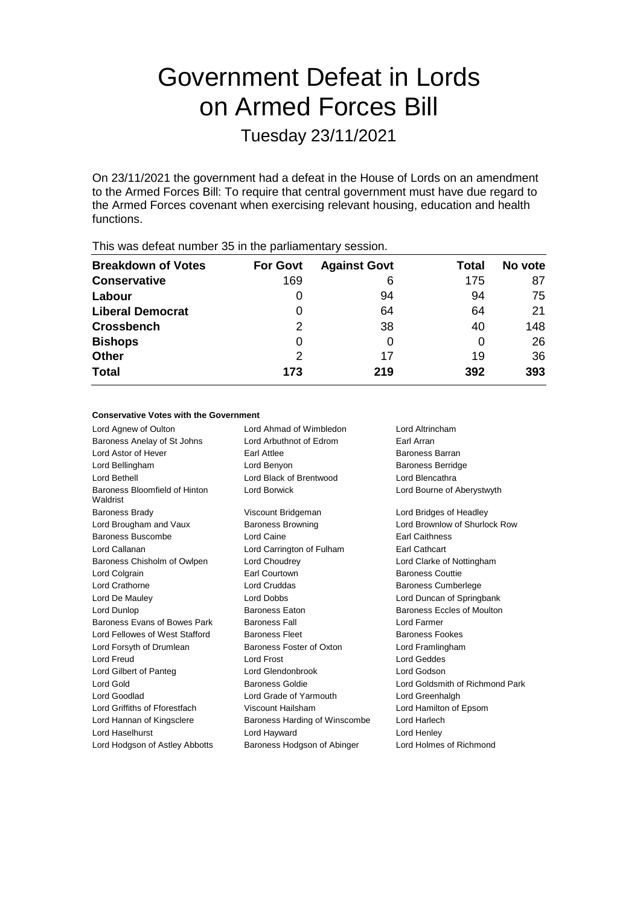# Government Defeat in Lords on Armed Forces Bill

## Tuesday 23/11/2021

On 23/11/2021 the government had a defeat in the House of Lords on an amendment to the Armed Forces Bill: To require that central government must have due regard to the Armed Forces covenant when exercising relevant housing, education and health functions.

This was defeat number 35 in the parliamentary session.

| Breakdown of Votes | For Govt | Against Govt | Total | No vote |
|---|---|---|---|---|
| **Conservative** | 169 | 6 | 175 | 87 |
| **Labour** | 0 | 94 | 94 | 75 |
| **Liberal Democrat** | 0 | 64 | 64 | 21 |
| **Crossbench** | 2 | 38 | 40 | 148 |
| **Bishops** | 0 | 0 | 0 | 26 |
| **Other** | 2 | 17 | 19 | 36 |
| **Total** | **173** | **219** | **392** | **393** |

#### Conservative Votes with the Government

| | | |
|---|---|---|
| Lord Agnew of Oulton | Lord Ahmad of Wimbledon | Lord Altrincham |
| Baroness Anelay of St Johns | Lord Arbuthnot of Edrom | Earl Arran |
| Lord Astor of Hever | Earl Attlee | Baroness Barran |
| Lord Bellingham | Lord Benyon | Baroness Berridge |
| Lord Bethell | Lord Black of Brentwood | Lord Blencathra |
| Baroness Bloomfield of Hinton Waldrist | Lord Borwick | Lord Bourne of Aberystwyth |
| Baroness Brady | Viscount Bridgeman | Lord Bridges of Headley |
| Lord Brougham and Vaux | Baroness Browning | Lord Brownlow of Shurlock Row |
| Baroness Buscombe | Lord Caine | Earl Caithness |
| Lord Callanan | Lord Carrington of Fulham | Earl Cathcart |
| Baroness Chisholm of Owlpen | Lord Choudrey | Lord Clarke of Nottingham |
| Lord Colgrain | Earl Courtown | Baroness Couttie |
| Lord Crathorne | Lord Cruddas | Baroness Cumberlege |
| Lord De Mauley | Lord Dobbs | Lord Duncan of Springbank |
| Lord Dunlop | Baroness Eaton | Baroness Eccles of Moulton |
| Baroness Evans of Bowes Park | Baroness Fall | Lord Farmer |
| Lord Fellowes of West Stafford | Baroness Fleet | Baroness Fookes |
| Lord Forsyth of Drumlean | Baroness Foster of Oxton | Lord Framlingham |
| Lord Freud | Lord Frost | Lord Geddes |
| Lord Gilbert of Panteg | Lord Glendonbrook | Lord Godson |
| Lord Gold | Baroness Goldie | Lord Goldsmith of Richmond Park |
| Lord Goodlad | Lord Grade of Yarmouth | Lord Greenhalgh |
| Lord Griffiths of Fforestfach | Viscount Hailsham | Lord Hamilton of Epsom |
| Lord Hannan of Kingsclere | Baroness Harding of Winscombe | Lord Harlech |
| Lord Haselhurst | Lord Hayward | Lord Henley |
| Lord Hodgson of Astley Abbotts | Baroness Hodgson of Abinger | Lord Holmes of Richmond |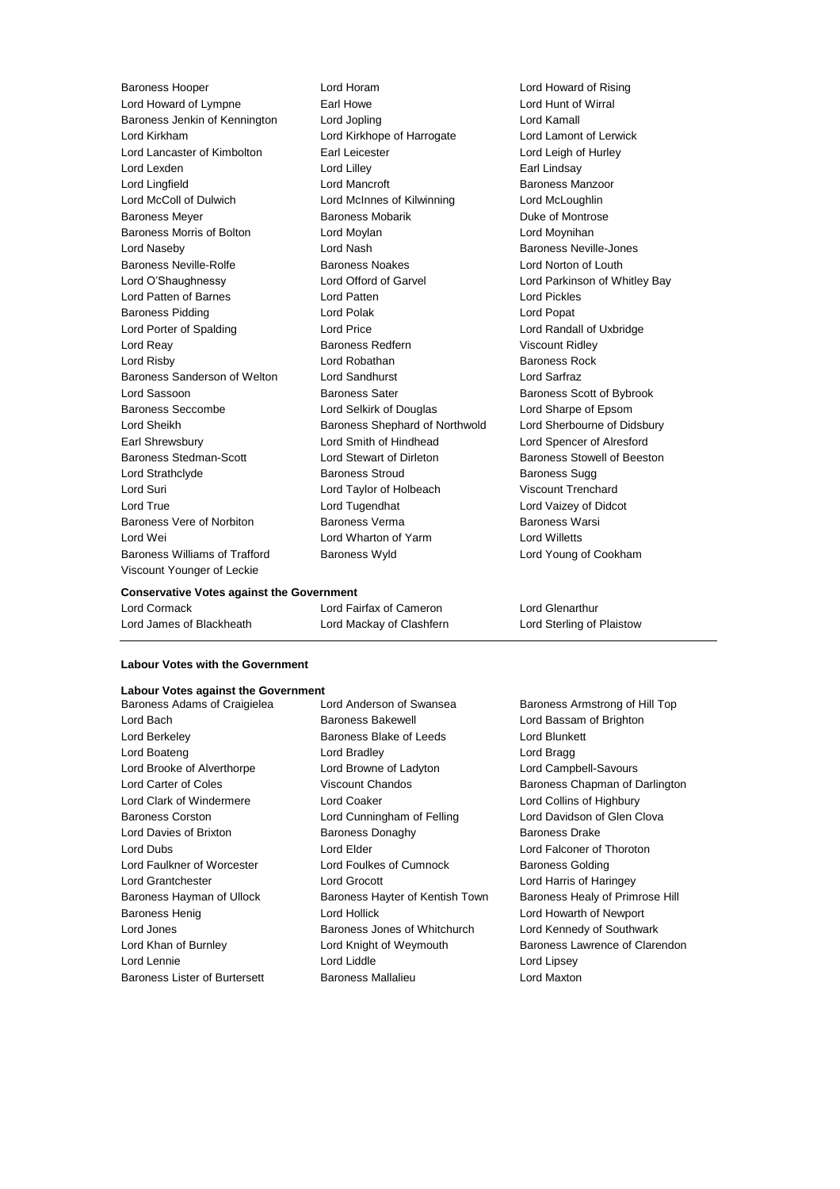Baroness Hooper
Lord Horam
Lord Howard of Rising
Lord Howard of Lympne
Earl Howe
Lord Hunt of Wirral
Baroness Jenkin of Kennington
Lord Jopling
Lord Kamall
Lord Kirkham
Lord Kirkhope of Harrogate
Lord Lamont of Lerwick
Lord Lancaster of Kimbolton
Earl Leicester
Lord Leigh of Hurley
Lord Lexden
Lord Lilley
Earl Lindsay
Lord Lingfield
Lord Mancroft
Baroness Manzoor
Lord McColl of Dulwich
Lord McInnes of Kilwinning
Lord McLoughlin
Baroness Meyer
Baroness Mobarik
Duke of Montrose
Baroness Morris of Bolton
Lord Moylan
Lord Moynihan
Lord Naseby
Lord Nash
Baroness Neville-Jones
Baroness Neville-Rolfe
Baroness Noakes
Lord Norton of Louth
Lord O'Shaughnessy
Lord Offord of Garvel
Lord Parkinson of Whitley Bay
Lord Patten of Barnes
Lord Patten
Lord Pickles
Baroness Pidding
Lord Polak
Lord Popat
Lord Porter of Spalding
Lord Price
Lord Randall of Uxbridge
Lord Reay
Baroness Redfern
Viscount Ridley
Lord Risby
Lord Robathan
Baroness Rock
Baroness Sanderson of Welton
Lord Sandhurst
Lord Sarfraz
Lord Sassoon
Baroness Sater
Baroness Scott of Bybrook
Baroness Seccombe
Lord Selkirk of Douglas
Lord Sharpe of Epsom
Lord Sheikh
Baroness Shephard of Northwold
Lord Sherbourne of Didsbury
Earl Shrewsbury
Lord Smith of Hindhead
Lord Spencer of Alresford
Baroness Stedman-Scott
Lord Stewart of Dirleton
Baroness Stowell of Beeston
Lord Strathclyde
Baroness Stroud
Baroness Sugg
Lord Suri
Lord Taylor of Holbeach
Viscount Trenchard
Lord True
Lord Tugendhat
Lord Vaizey of Didcot
Baroness Vere of Norbiton
Baroness Verma
Baroness Warsi
Lord Wei
Lord Wharton of Yarm
Lord Willetts
Baroness Williams of Trafford
Baroness Wyld
Lord Young of Cookham
Viscount Younger of Leckie

**Conservative Votes against the Government**

Lord Cormack
Lord Fairfax of Cameron
Lord Glenarthur
Lord James of Blackheath
Lord Mackay of Clashfern
Lord Sterling of Plaistow

**Labour Votes with the Government**

**Labour Votes against the Government**

Baroness Adams of Craigielea
Lord Anderson of Swansea
Baroness Armstrong of Hill Top
Lord Bach
Baroness Bakewell
Lord Bassam of Brighton
Lord Berkeley
Baroness Blake of Leeds
Lord Blunkett
Lord Boateng
Lord Bradley
Lord Bragg
Lord Brooke of Alverthorpe
Lord Browne of Ladyton
Lord Campbell-Savours
Lord Carter of Coles
Viscount Chandos
Baroness Chapman of Darlington
Lord Clark of Windermere
Lord Coaker
Lord Collins of Highbury
Baroness Corston
Lord Cunningham of Felling
Lord Davidson of Glen Clova
Lord Davies of Brixton
Baroness Donaghy
Baroness Drake
Lord Dubs
Lord Elder
Lord Falconer of Thoroton
Lord Faulkner of Worcester
Lord Foulkes of Cumnock
Baroness Golding
Lord Grantchester
Lord Grocott
Lord Harris of Haringey
Baroness Hayman of Ullock
Baroness Hayter of Kentish Town
Baroness Healy of Primrose Hill
Baroness Henig
Lord Hollick
Lord Howarth of Newport
Lord Jones
Baroness Jones of Whitchurch
Lord Kennedy of Southwark
Lord Khan of Burnley
Lord Knight of Weymouth
Baroness Lawrence of Clarendon
Lord Lennie
Lord Liddle
Lord Lipsey
Baroness Lister of Burtersett
Baroness Mallalieu
Lord Maxton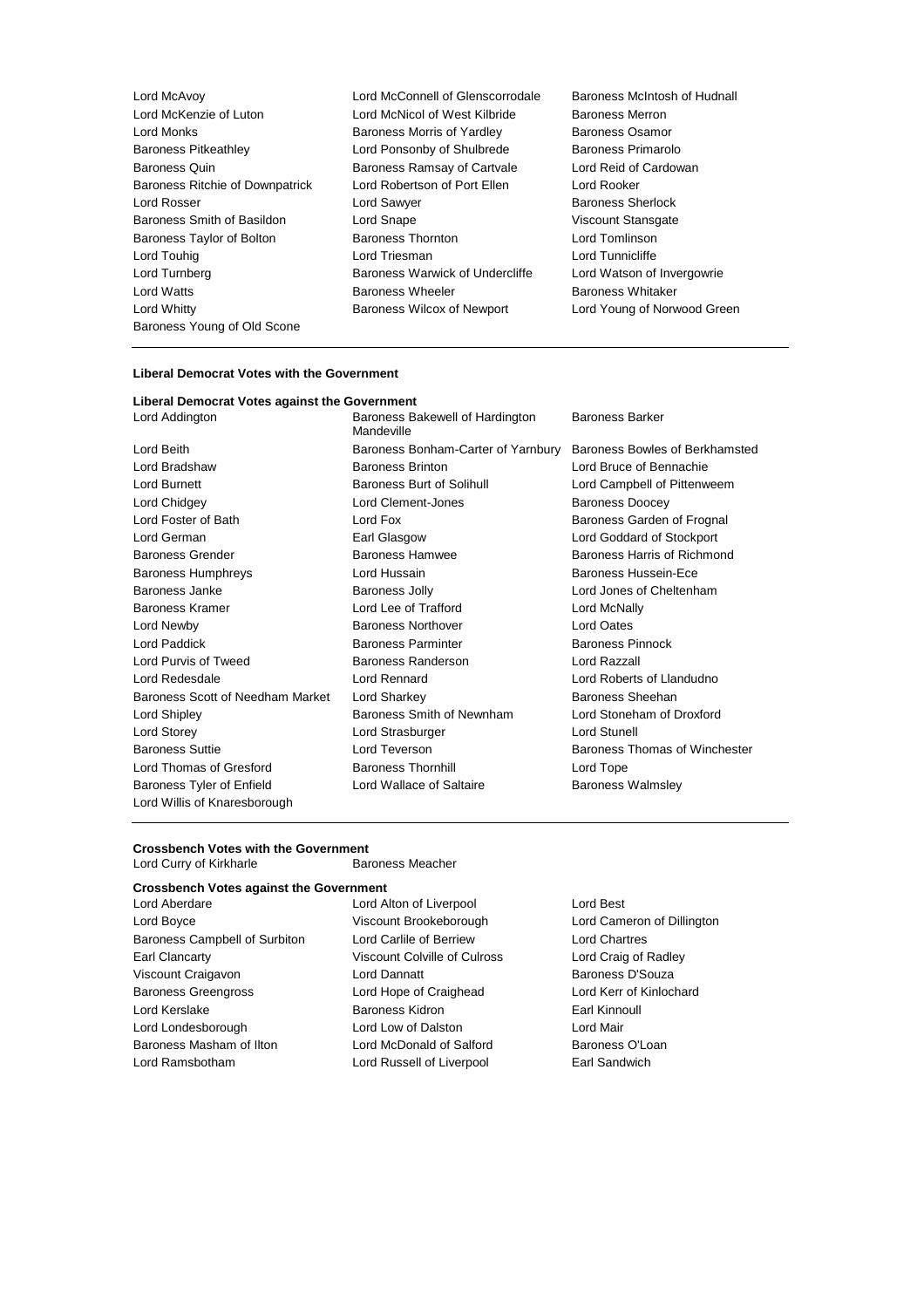Lord McAvoy
Lord McConnell of Glenscorrodale
Baroness McIntosh of Hudnall
Lord McKenzie of Luton
Lord McNicol of West Kilbride
Baroness Merron
Lord Monks
Baroness Morris of Yardley
Baroness Osamor
Baroness Pitkeathley
Lord Ponsonby of Shulbrede
Baroness Primarolo
Baroness Quin
Baroness Ramsay of Cartvale
Lord Reid of Cardowan
Baroness Ritchie of Downpatrick
Lord Robertson of Port Ellen
Lord Rooker
Lord Rosser
Lord Sawyer
Baroness Sherlock
Baroness Smith of Basildon
Lord Snape
Viscount Stansgate
Baroness Taylor of Bolton
Baroness Thornton
Lord Tomlinson
Lord Touhig
Lord Triesman
Lord Tunnicliffe
Lord Turnberg
Baroness Warwick of Undercliffe
Lord Watson of Invergowrie
Lord Watts
Baroness Wheeler
Baroness Whitaker
Lord Whitty
Baroness Wilcox of Newport
Lord Young of Norwood Green
Baroness Young of Old Scone

**Liberal Democrat Votes with the Government**

**Liberal Democrat Votes against the Government**

Lord Addington
Baroness Bakewell of Hardington Mandeville
Baroness Barker
Lord Beith
Baroness Bonham-Carter of Yarnbury
Baroness Bowles of Berkhamsted
Lord Bradshaw
Baroness Brinton
Lord Bruce of Bennachie
Lord Burnett
Baroness Burt of Solihull
Lord Campbell of Pittenweem
Lord Chidgey
Lord Clement-Jones
Baroness Doocey
Lord Foster of Bath
Lord Fox
Baroness Garden of Frognal
Lord German
Earl Glasgow
Lord Goddard of Stockport
Baroness Grender
Baroness Hamwee
Baroness Harris of Richmond
Baroness Humphreys
Lord Hussain
Baroness Hussein-Ece
Baroness Janke
Baroness Jolly
Lord Jones of Cheltenham
Baroness Kramer
Lord Lee of Trafford
Lord McNally
Lord Newby
Baroness Northover
Lord Oates
Lord Paddick
Baroness Parminter
Baroness Pinnock
Lord Purvis of Tweed
Baroness Randerson
Lord Razzall
Lord Redesdale
Lord Rennard
Lord Roberts of Llandudno
Baroness Scott of Needham Market
Lord Sharkey
Baroness Sheehan
Lord Shipley
Baroness Smith of Newnham
Lord Stoneham of Droxford
Lord Storey
Lord Strasburger
Lord Stunell
Baroness Suttie
Lord Teverson
Baroness Thomas of Winchester
Lord Thomas of Gresford
Baroness Thornhill
Lord Tope
Baroness Tyler of Enfield
Lord Wallace of Saltaire
Baroness Walmsley
Lord Willis of Knaresborough

**Crossbench Votes with the Government**

Lord Curry of Kirkharle
Baroness Meacher

**Crossbench Votes against the Government**

Lord Aberdare
Lord Alton of Liverpool
Lord Best
Lord Boyce
Viscount Brookeborough
Lord Cameron of Dillington
Baroness Campbell of Surbiton
Lord Carlile of Berriew
Lord Chartres
Earl Clancarty
Viscount Colville of Culross
Lord Craig of Radley
Viscount Craigavon
Lord Dannatt
Baroness D'Souza
Baroness Greengross
Lord Hope of Craighead
Lord Kerr of Kinlochard
Lord Kerslake
Baroness Kidron
Earl Kinnoull
Lord Londesborough
Lord Low of Dalston
Lord Mair
Baroness Masham of Ilton
Lord McDonald of Salford
Baroness O'Loan
Lord Ramsbotham
Lord Russell of Liverpool
Earl Sandwich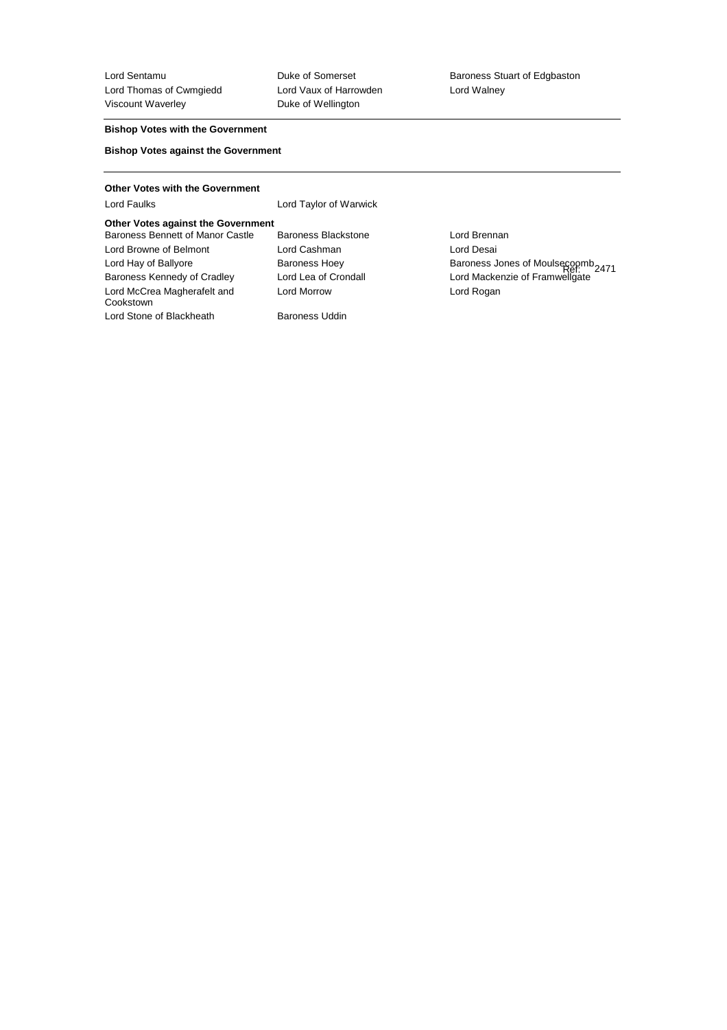Lord Sentamu
Duke of Somerset
Baroness Stuart of Edgbaston
Lord Thomas of Cwmgiedd
Lord Vaux of Harrowden
Lord Walney
Viscount Waverley
Duke of Wellington

**Bishop Votes with the Government**

**Bishop Votes against the Government**

**Other Votes with the Government**

Lord Faulks
Lord Taylor of Warwick

**Other Votes against the Government**

Baroness Bennett of Manor Castle
Baroness Blackstone
Lord Brennan
Lord Browne of Belmont
Lord Cashman
Lord Desai
Lord Hay of Ballyore
Baroness Hoey
Baroness Jones of Moulsecoomb
Baroness Kennedy of Cradley
Lord Lea of Crondall
Lord Mackenzie of Framwellgate
Lord McCrea Magherafelt and Cookstown
Lord Morrow
Lord Rogan
Lord Stone of Blackheath
Baroness Uddin

Ref: 2471